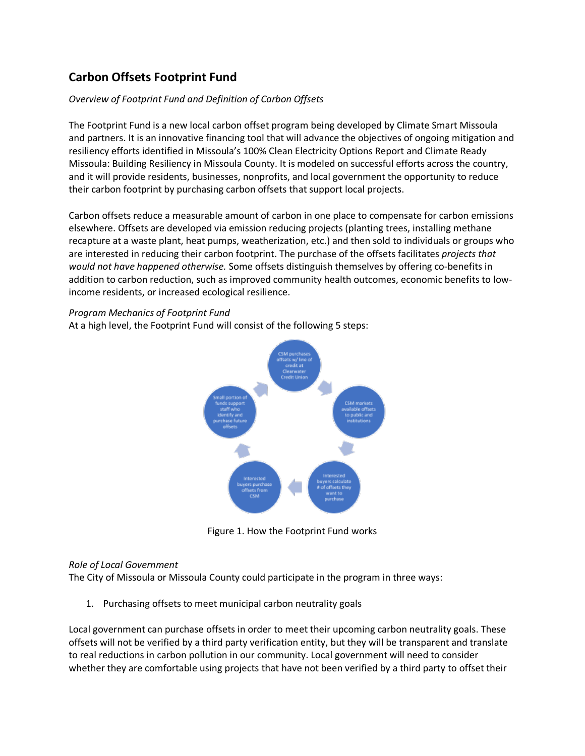# Carbon Offsets Footprint Fund

*Overview of Footprint Fund and Definition of Carbon Offsets*

The Footprint Fund is a new local carbon offset program being developed by Climate Smart Missoula and partners. It is an innovative financing tool that will advance the objectives of ongoing mitigation and resiliency efforts identified in Missoula's 100% Clean Electricity Options Report and Climate Ready Missoula: Building Resiliency in Missoula County. It is modeled on successful efforts across the country, and it will provide residents, businesses, nonprofits, and local government the opportunity to reduce their carbon footprint by purchasing carbon offsets that support local projects.

Carbon offsets reduce a measurable amount of carbon in one place to compensate for carbon emissions elsewhere. Offsets are developed via emission reducing projects (planting trees, installing methane recapture at a waste plant, heat pumps, weatherization, etc.) and then sold to individuals or groups who are interested in reducing their carbon footprint. The purchase of the offsets facilitates *projects that would not have happened otherwise.* Some offsets distinguish themselves by offering co-benefits in addition to carbon reduction, such as improved community health outcomes, economic benefits to low-income residents, or increased ecological resilience.

*Program Mechanics of Footprint Fund*

At a high level, the Footprint Fund will consist of the following 5 steps:

- CSM purchases offsets w/ line of credit at Clearwater Credit Union
- CSM markets available offsets to public and institutions
- Interested buyers calculate # of offsets they want to purchase
- Interested buyers purchase offsets from CSM
- Small portion of funds support staff who identify and purchase future offsets

Figure 1. How the Footprint Fund works

*Role of Local Government*

The City of Missoula or Missoula County could participate in the program in three ways:

1. Purchasing offsets to meet municipal carbon neutrality goals

Local government can purchase offsets in order to meet their upcoming carbon neutrality goals. These offsets will not be verified by a third party verification entity, but they will be transparent and translate to real reductions in carbon pollution in our community. Local government will need to consider whether they are comfortable using projects that have not been verified by a third party to offset their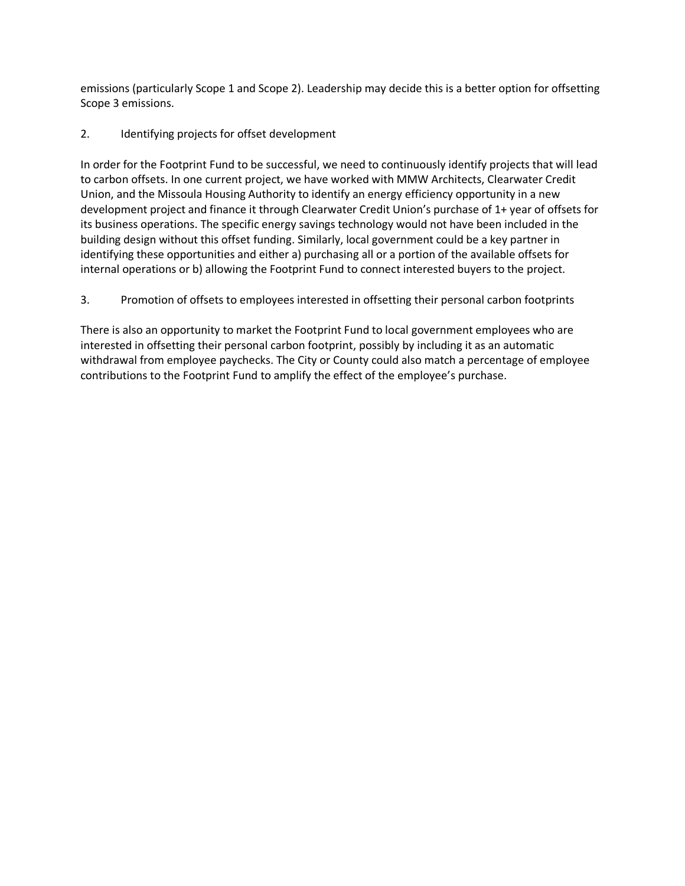emissions (particularly Scope 1 and Scope 2). Leadership may decide this is a better option for offsetting Scope 3 emissions.

2. Identifying projects for offset development

In order for the Footprint Fund to be successful, we need to continuously identify projects that will lead to carbon offsets. In one current project, we have worked with MMW Architects, Clearwater Credit Union, and the Missoula Housing Authority to identify an energy efficiency opportunity in a new development project and finance it through Clearwater Credit Union's purchase of 1+ year of offsets for its business operations. The specific energy savings technology would not have been included in the building design without this offset funding. Similarly, local government could be a key partner in identifying these opportunities and either a) purchasing all or a portion of the available offsets for internal operations or b) allowing the Footprint Fund to connect interested buyers to the project.

3. Promotion of offsets to employees interested in offsetting their personal carbon footprints

There is also an opportunity to market the Footprint Fund to local government employees who are interested in offsetting their personal carbon footprint, possibly by including it as an automatic withdrawal from employee paychecks. The City or County could also match a percentage of employee contributions to the Footprint Fund to amplify the effect of the employee's purchase.